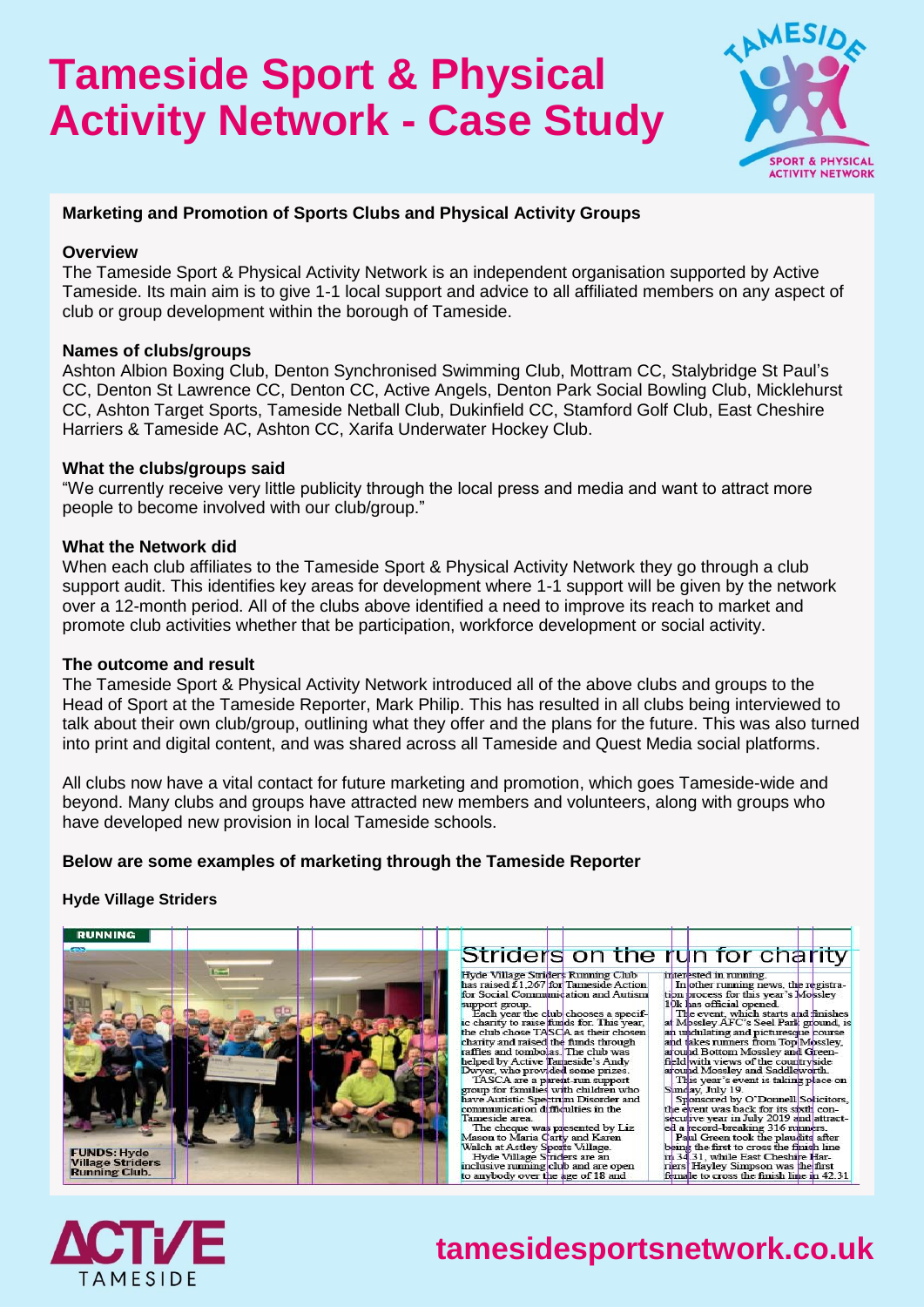# Tameside Sport & Physical Activity Network - Case Study

## Marketing and Promotion of Sports Clubs and Physical Activity Groups

### Overview

The Tameside Sport & Physical Activity Network is an independent organisation supported by Active Tameside. Its main aim is to give 1-1 local support and advice to all affiliated members on any aspect of club or group development within the borough of Tameside.

### Names of clubs/groups

Ashton Albion Boxing Club, Denton Synchronised Swimming Club, Mottram CC, Stalybridge St Paul's CC, Denton St Lawrence CC, Denton CC, Active Angels, Denton Park Social Bowling Club, Micklehurst CC, Ashton Target Sports, Tameside Netball Club, Dukinfield CC, Stamford Golf Club, East Cheshire Harriers & Tameside AC, Ashton CC, Xarifa Underwater Hockey Club.

### What the clubs/groups said

"We currently receive very little publicity through the local press and media and want to attract more people to become involved with our club/group."

### What the Network did

When each club affiliates to the Tameside Sport & Physical Activity Network they go through a club support audit. This identifies key areas for development where 1-1 support will be given by the network over a 12-month period. All of the clubs above identified a need to improve its reach to market and promote club activities whether that be participation, workforce development or social activity.

### The outcome and result

The Tameside Sport & Physical Activity Network introduced all of the above clubs and groups to the Head of Sport at the Tameside Reporter, Mark Philip. This has resulted in all clubs being interviewed to talk about their own club/group, outlining what they offer and the plans for the future. This was also turned into print and digital content, and was shared across all Tameside and Quest Media social platforms.

All clubs now have a vital contact for future marketing and promotion, which goes Tameside-wide and beyond. Many clubs and groups have attracted new members and volunteers, along with groups who have developed new provision in local Tameside schools.

### Below are some examples of marketing through the Tameside Reporter

#### Hyde Village Striders

RUNNING

FUNDS: Hyde Village Striders Running Club.

**Striders on the run for charity**

Hyde Village Striders Running Club has raised £1,267 for Tameside Action for Social Communication and Autism support group.

Each year the club chooses a specific charity to raise funds for. This year, the club chose TASCA as their chosen charity and raised the funds through raffles and tombolas. The club was helped by Active Tameside's Andy Dwyer, who provided some prizes.

TASCA are a parent run support group for families with children who have Autistic Spectrum Disorder and communication difficulties in the Tameside area.

The cheque was presented by Liz Mason to Maria Carty and Karen Walch at Astley Sports Village.

Hyde Village Striders are an inclusive running club and are open to anybody over the age of 18 and interested in running.

In other running news, the registration process for this year's Mossley 10k has official opened.

The event, which starts and finishes at Mossley AFC's Seel Park ground, is an undulating and picturesque course and takes runners from Top Mossley, around Bottom Mossley and Greenfield with views of the countryside around Mossley and Saddleworth.

This year's event is taking place on Sunday, July 19.

Sponsored by O'Donnell Solicitors, the event was back for its sixth consecutive year in July 2019 and attracted a record-breaking 316 runners.

Paul Green took the plaudits after being the first to cross the finish line in 34.31, while East Cheshire Harriers' Hayley Simpson was the first female to cross the finish line in 42.31

tamesidesportsnetwork.co.uk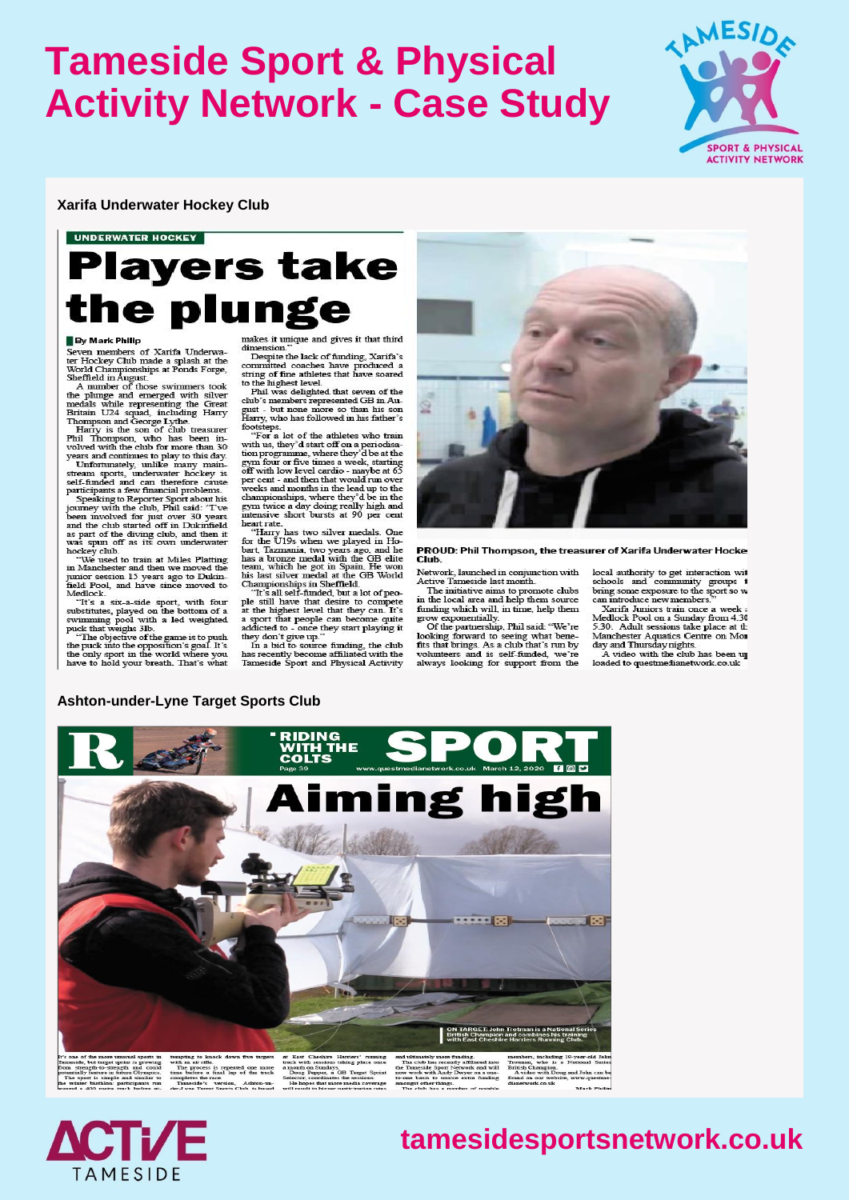# Tameside Sport & Physical Activity Network - Case Study

### Xarifa Underwater Hockey Club

UNDERWATER HOCKEY

## Players take the plunge

By Mark Philip

Seven members of Xarifa Underwater Hockey Club made a splash at the World Championships at Ponds Forge, Sheffield in August.

A number of those swimmers took the plunge and emerged with silver medals while representing the Great Britain U24 squad, including Harry Thompson and George Lythe.

Harry is the son of club treasurer Phil Thompson, who has been involved with the club for more than 30 years and continues to play to this day.

Unfortunately, unlike many mainstream sports, underwater hockey is self-funded and can therefore cause participants a few financial problems.

Speaking to Reporter Sport about his journey with the club, Phil said: "I've been involved for just over 30 years and the club started off in Dukinfield as part of the diving club, and then it was spun off as its own underwater hockey club.

"We used to train at Miles Platting in Manchester and then we moved the junior session 15 years ago to Dukinfield Pool, and have since moved to Medlock.

"It's a six-a-side sport, with four substitutes, played on the bottom of a swimming pool with a led weighted puck that weighs 3lb.

"The objective of the game is to push the puck into the opposition's goal. It's the only sport in the world where you have to hold your breath. That's what makes it unique and gives it that third dimension."

Despite the lack of funding, Xarifa's committed coaches have produced a string of fine athletes that have soared to the highest level.

Phil was delighted that seven of the club's members represented GB in August - but none more so than his son Harry, who has followed in his father's footsteps.

"For a lot of the athletes who train with us, they'd start off on a periodisation programme, where they'd be at the gym four or five times a week, starting off with low level cardio - maybe at 65 per cent - and then that would run over weeks and months in the lead up to the championships, where they'd be in the gym twice a day doing really high and intensive short bursts at 90 per cent heart rate.

"Harry has two silver medals. One for the U19s when we played in Hobart, Tazmania, two years ago, and he has a bronze medal with the GB elite team, which he got in Spain. He won his last silver medal at the GB World Championships in Sheffield.

"It's all self-funded, but a lot of people still have that desire to compete at the highest level that they can. It's a sport that people can become quite addicted to - once they start playing it they don't give up."

In a bid to source funding, the club has recently become affiliated with the Tameside Sport and Physical Activity Network, launched in conjunction with Active Tameside last month.

The initiative aims to promote clubs in the local area and help them source funding which will, in time, help them grow exponentially.

Of the partnership, Phil said: "We're looking forward to seeing what benefits that brings. As a club that's run by volunteers and is self-funded, we're always looking for support from the local authority to get interaction wi[th] schools and community groups [t]o bring some exposure to the sport so w[e] can introduce new members."

Xarifa Juniors train once a week a[t] Medlock Pool on a Sunday from 4.30 [-] 5.30. Adult sessions take place at th[e] Manchester Aquatics Centre on Mon[day and] Thursday nights.

A video with the club has been up[loaded to] questmedianetwork.co.uk

PROUD: Phil Thompson, the treasurer of Xarifa Underwater Hocke[y] Club.

### Ashton-under-Lyne Target Sports Club

RIDING WITH THE COLTS — SPORT — Page 39 — www.questmedianetwork.co.uk March 12, 2020

## Aiming high

ON TARGET: John Trotman is a National Series British Champion and combines his training with East Cheshire Harriers Running Club.

tamesidesportsnetwork.co.uk